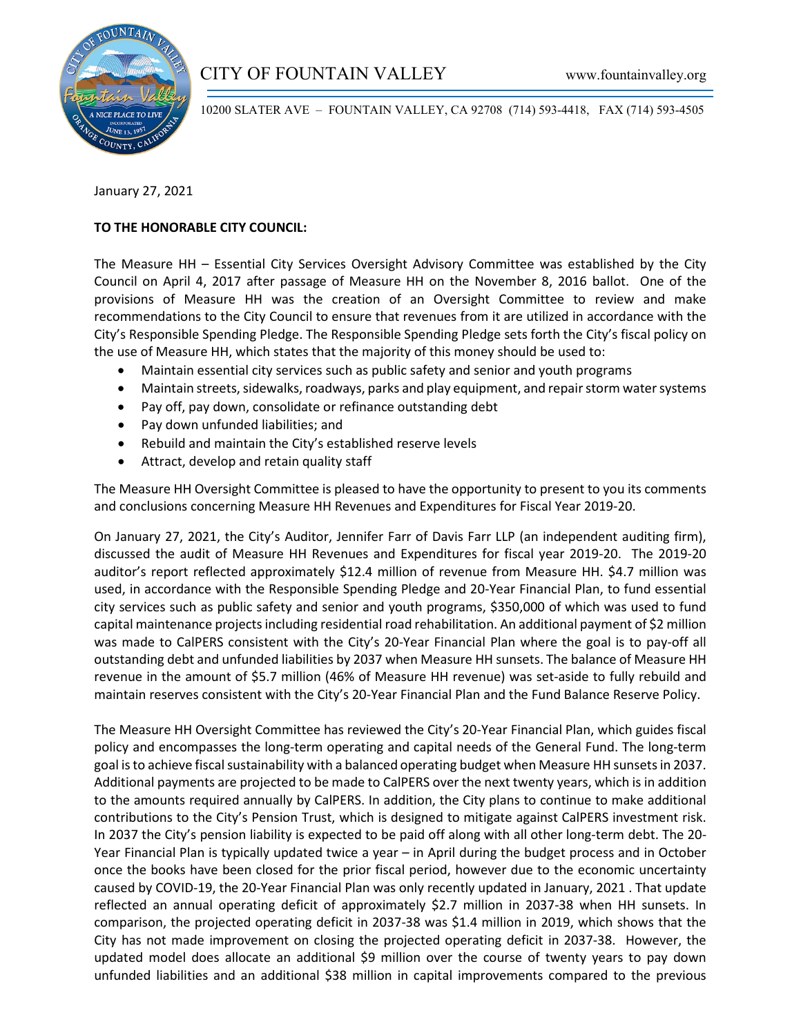CITY OF FOUNTAIN VALLEY www.fountainvalley.org

10200 SLATER AVE – FOUNTAIN VALLEY, CA 92708 (714) 593-4418, FAX (714) 593-4505

January 27, 2021

**TO THE HONORABLE CITY COUNCIL:**

The Measure HH – Essential City Services Oversight Advisory Committee was established by the City Council on April 4, 2017 after passage of Measure HH on the November 8, 2016 ballot. One of the provisions of Measure HH was the creation of an Oversight Committee to review and make recommendations to the City Council to ensure that revenues from it are utilized in accordance with the City's Responsible Spending Pledge. The Responsible Spending Pledge sets forth the City's fiscal policy on the use of Measure HH, which states that the majority of this money should be used to:

- Maintain essential city services such as public safety and senior and youth programs
- Maintain streets, sidewalks, roadways, parks and play equipment, and repair storm water systems
- Pay off, pay down, consolidate or refinance outstanding debt
- Pay down unfunded liabilities; and
- Rebuild and maintain the City's established reserve levels
- Attract, develop and retain quality staff

The Measure HH Oversight Committee is pleased to have the opportunity to present to you its comments and conclusions concerning Measure HH Revenues and Expenditures for Fiscal Year 2019-20.

On January 27, 2021, the City's Auditor, Jennifer Farr of Davis Farr LLP (an independent auditing firm), discussed the audit of Measure HH Revenues and Expenditures for fiscal year 2019-20. The 2019-20 auditor's report reflected approximately $12.4 million of revenue from Measure HH. $4.7 million was used, in accordance with the Responsible Spending Pledge and 20-Year Financial Plan, to fund essential city services such as public safety and senior and youth programs, $350,000 of which was used to fund capital maintenance projects including residential road rehabilitation. An additional payment of $2 million was made to CalPERS consistent with the City's 20-Year Financial Plan where the goal is to pay-off all outstanding debt and unfunded liabilities by 2037 when Measure HH sunsets. The balance of Measure HH revenue in the amount of $5.7 million (46% of Measure HH revenue) was set-aside to fully rebuild and maintain reserves consistent with the City's 20-Year Financial Plan and the Fund Balance Reserve Policy.

The Measure HH Oversight Committee has reviewed the City's 20-Year Financial Plan, which guides fiscal policy and encompasses the long-term operating and capital needs of the General Fund. The long-term goal is to achieve fiscal sustainability with a balanced operating budget when Measure HH sunsets in 2037. Additional payments are projected to be made to CalPERS over the next twenty years, which is in addition to the amounts required annually by CalPERS. In addition, the City plans to continue to make additional contributions to the City's Pension Trust, which is designed to mitigate against CalPERS investment risk. In 2037 the City's pension liability is expected to be paid off along with all other long-term debt. The 20-Year Financial Plan is typically updated twice a year – in April during the budget process and in October once the books have been closed for the prior fiscal period, however due to the economic uncertainty caused by COVID-19, the 20-Year Financial Plan was only recently updated in January, 2021 . That update reflected an annual operating deficit of approximately $2.7 million in 2037-38 when HH sunsets. In comparison, the projected operating deficit in 2037-38 was $1.4 million in 2019, which shows that the City has not made improvement on closing the projected operating deficit in 2037-38. However, the updated model does allocate an additional $9 million over the course of twenty years to pay down unfunded liabilities and an additional $38 million in capital improvements compared to the previous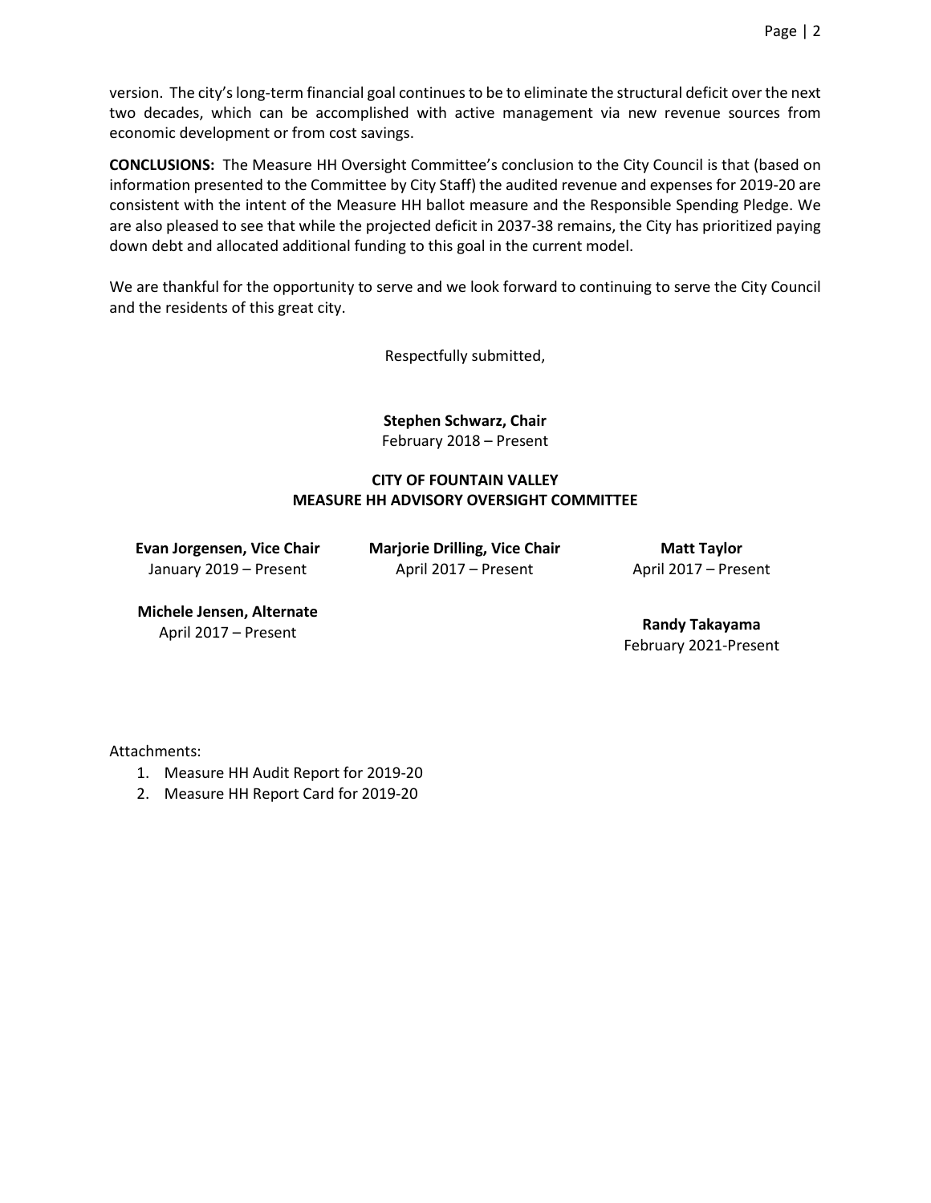version. The city's long-term financial goal continues to be to eliminate the structural deficit over the next two decades, which can be accomplished with active management via new revenue sources from economic development or from cost savings.

**CONCLUSIONS:** The Measure HH Oversight Committee's conclusion to the City Council is that (based on information presented to the Committee by City Staff) the audited revenue and expenses for 2019-20 are consistent with the intent of the Measure HH ballot measure and the Responsible Spending Pledge. We are also pleased to see that while the projected deficit in 2037-38 remains, the City has prioritized paying down debt and allocated additional funding to this goal in the current model.

We are thankful for the opportunity to serve and we look forward to continuing to serve the City Council and the residents of this great city.

Respectfully submitted,

**Stephen Schwarz, Chair**
February 2018 – Present

**CITY OF FOUNTAIN VALLEY**
**MEASURE HH ADVISORY OVERSIGHT COMMITTEE**

**Evan Jorgensen, Vice Chair**
January 2019 – Present

**Marjorie Drilling, Vice Chair**
April 2017 – Present

**Matt Taylor**
April 2017 – Present

**Michele Jensen, Alternate**
April 2017 – Present

**Randy Takayama**
February 2021-Present

Attachments:

1. Measure HH Audit Report for 2019-20
2. Measure HH Report Card for 2019-20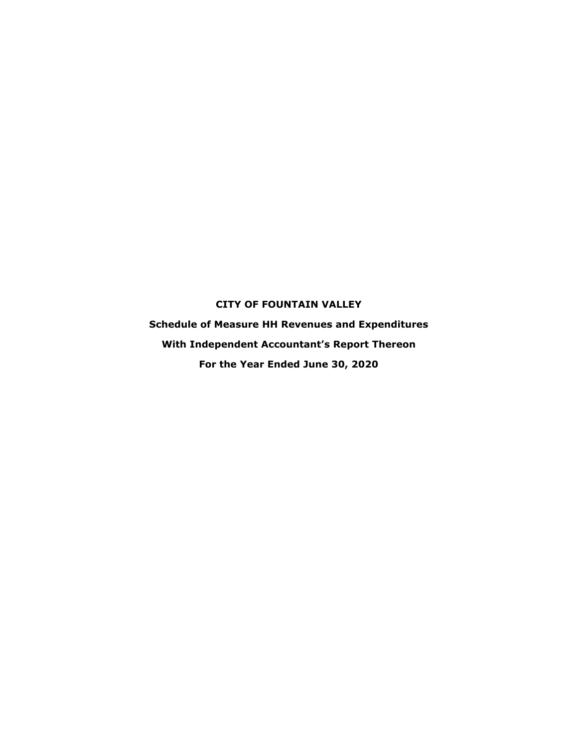**CITY OF FOUNTAIN VALLEY**

**Schedule of Measure HH Revenues and Expenditures**

**With Independent Accountant's Report Thereon**

**For the Year Ended June 30, 2020**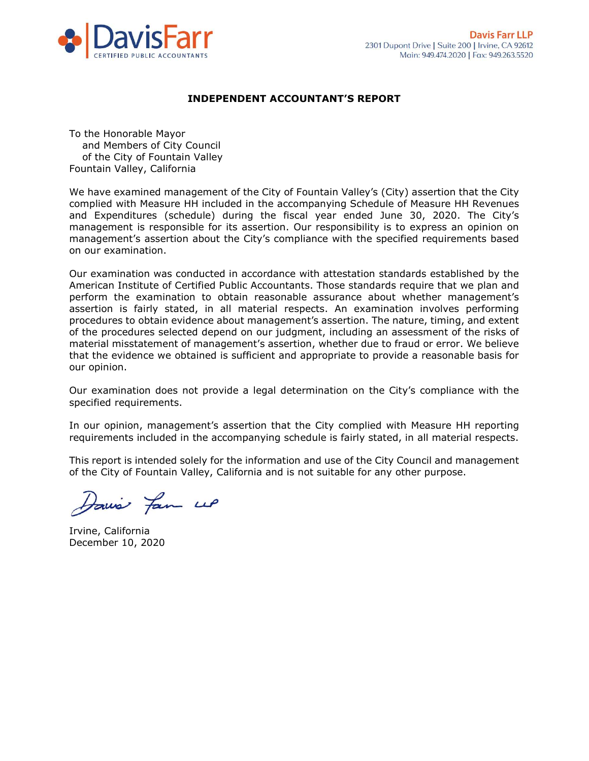**Davis Farr LLP**
2301 Dupont Drive | Suite 200 | Irvine, CA 92612
Main: 949.474.2020 | Fax: 949.263.5520

# INDEPENDENT ACCOUNTANT'S REPORT

To the Honorable Mayor
and Members of City Council
of the City of Fountain Valley
Fountain Valley, California

We have examined management of the City of Fountain Valley's (City) assertion that the City complied with Measure HH included in the accompanying Schedule of Measure HH Revenues and Expenditures (schedule) during the fiscal year ended June 30, 2020. The City's management is responsible for its assertion. Our responsibility is to express an opinion on management's assertion about the City's compliance with the specified requirements based on our examination.

Our examination was conducted in accordance with attestation standards established by the American Institute of Certified Public Accountants. Those standards require that we plan and perform the examination to obtain reasonable assurance about whether management's assertion is fairly stated, in all material respects. An examination involves performing procedures to obtain evidence about management's assertion. The nature, timing, and extent of the procedures selected depend on our judgment, including an assessment of the risks of material misstatement of management's assertion, whether due to fraud or error. We believe that the evidence we obtained is sufficient and appropriate to provide a reasonable basis for our opinion.

Our examination does not provide a legal determination on the City's compliance with the specified requirements.

In our opinion, management's assertion that the City complied with Measure HH reporting requirements included in the accompanying schedule is fairly stated, in all material respects.

This report is intended solely for the information and use of the City Council and management of the City of Fountain Valley, California and is not suitable for any other purpose.

Davis Farr LLP

Irvine, California
December 10, 2020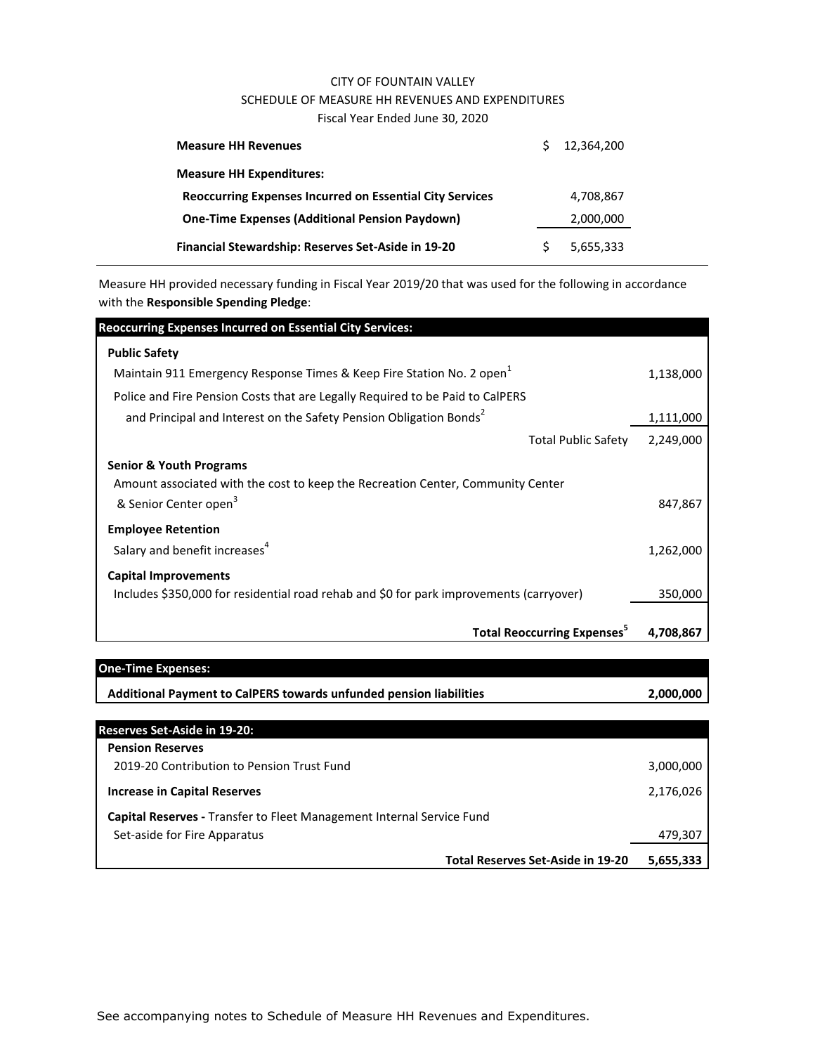CITY OF FOUNTAIN VALLEY

SCHEDULE OF MEASURE HH REVENUES AND EXPENDITURES

Fiscal Year Ended June 30, 2020

| | | |
|---|---|---|
| **Measure HH Revenues** | $ | 12,364,200 |
| **Measure HH Expenditures:** | | |
| **Reoccurring Expenses Incurred on Essential City Services** | | 4,708,867 |
| **One-Time Expenses (Additional Pension Paydown)** | | 2,000,000 |
| **Financial Stewardship: Reserves Set-Aside in 19-20** | $ | 5,655,333 |

Measure HH provided necessary funding in Fiscal Year 2019/20 that was used for the following in accordance with the **Responsible Spending Pledge**:

| **Reoccurring Expenses Incurred on Essential City Services:** | |
|---|---|
| **Public Safety** | |
| Maintain 911 Emergency Response Times & Keep Fire Station No. 2 open[1] | 1,138,000 |
| Police and Fire Pension Costs that are Legally Required to be Paid to CalPERS and Principal and Interest on the Safety Pension Obligation Bonds[2] | 1,111,000 |
| Total Public Safety | 2,249,000 |
| **Senior & Youth Programs** | |
| Amount associated with the cost to keep the Recreation Center, Community Center & Senior Center open[3] | 847,867 |
| **Employee Retention** | |
| Salary and benefit increases[4] | 1,262,000 |
| **Capital Improvements** | |
| Includes $350,000 for residential road rehab and $0 for park improvements (carryover) | 350,000 |
| **Total Reoccurring Expenses[5]** | **4,708,867** |

| **One-Time Expenses:** | |
|---|---|
| **Additional Payment to CalPERS towards unfunded pension liabilities** | **2,000,000** |

| **Reserves Set-Aside in 19-20:** | |
|---|---|
| **Pension Reserves** | |
| 2019-20 Contribution to Pension Trust Fund | 3,000,000 |
| **Increase in Capital Reserves** | 2,176,026 |
| **Capital Reserves -** Transfer to Fleet Management Internal Service Fund Set-aside for Fire Apparatus | 479,307 |
| **Total Reserves Set-Aside in 19-20** | **5,655,333** |

See accompanying notes to Schedule of Measure HH Revenues and Expenditures.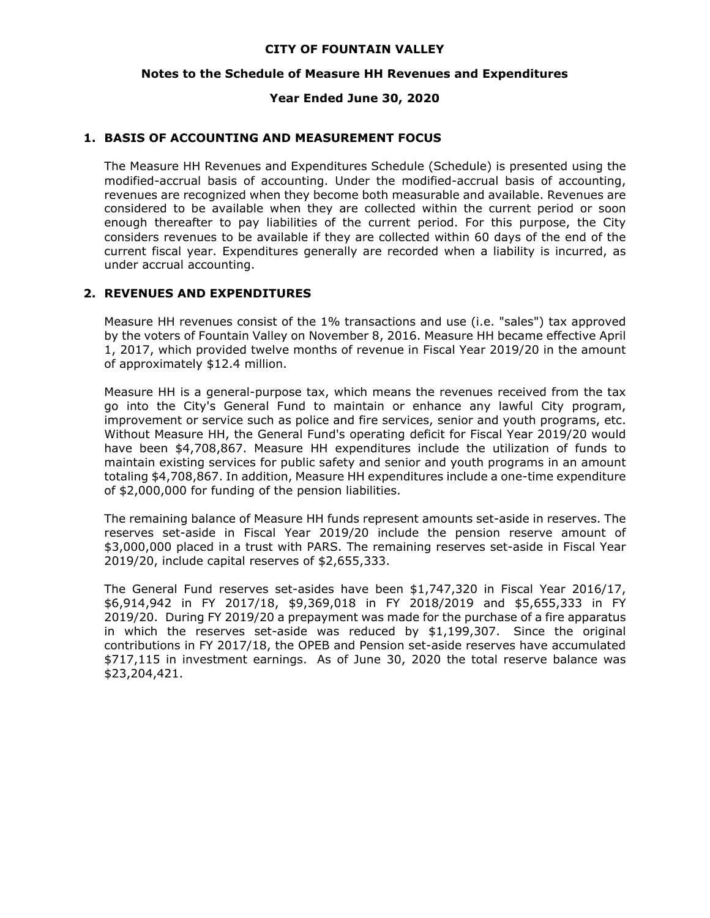# CITY OF FOUNTAIN VALLEY

## Notes to the Schedule of Measure HH Revenues and Expenditures

## Year Ended June 30, 2020

### 1. BASIS OF ACCOUNTING AND MEASUREMENT FOCUS

The Measure HH Revenues and Expenditures Schedule (Schedule) is presented using the modified-accrual basis of accounting. Under the modified-accrual basis of accounting, revenues are recognized when they become both measurable and available. Revenues are considered to be available when they are collected within the current period or soon enough thereafter to pay liabilities of the current period. For this purpose, the City considers revenues to be available if they are collected within 60 days of the end of the current fiscal year. Expenditures generally are recorded when a liability is incurred, as under accrual accounting.

### 2. REVENUES AND EXPENDITURES

Measure HH revenues consist of the 1% transactions and use (i.e. "sales") tax approved by the voters of Fountain Valley on November 8, 2016. Measure HH became effective April 1, 2017, which provided twelve months of revenue in Fiscal Year 2019/20 in the amount of approximately $12.4 million.

Measure HH is a general-purpose tax, which means the revenues received from the tax go into the City's General Fund to maintain or enhance any lawful City program, improvement or service such as police and fire services, senior and youth programs, etc. Without Measure HH, the General Fund's operating deficit for Fiscal Year 2019/20 would have been $4,708,867. Measure HH expenditures include the utilization of funds to maintain existing services for public safety and senior and youth programs in an amount totaling $4,708,867. In addition, Measure HH expenditures include a one-time expenditure of $2,000,000 for funding of the pension liabilities.

The remaining balance of Measure HH funds represent amounts set-aside in reserves. The reserves set-aside in Fiscal Year 2019/20 include the pension reserve amount of $3,000,000 placed in a trust with PARS. The remaining reserves set-aside in Fiscal Year 2019/20, include capital reserves of $2,655,333.

The General Fund reserves set-asides have been $1,747,320 in Fiscal Year 2016/17, $6,914,942 in FY 2017/18, $9,369,018 in FY 2018/2019 and $5,655,333 in FY 2019/20. During FY 2019/20 a prepayment was made for the purchase of a fire apparatus in which the reserves set-aside was reduced by $1,199,307. Since the original contributions in FY 2017/18, the OPEB and Pension set-aside reserves have accumulated $717,115 in investment earnings. As of June 30, 2020 the total reserve balance was $23,204,421.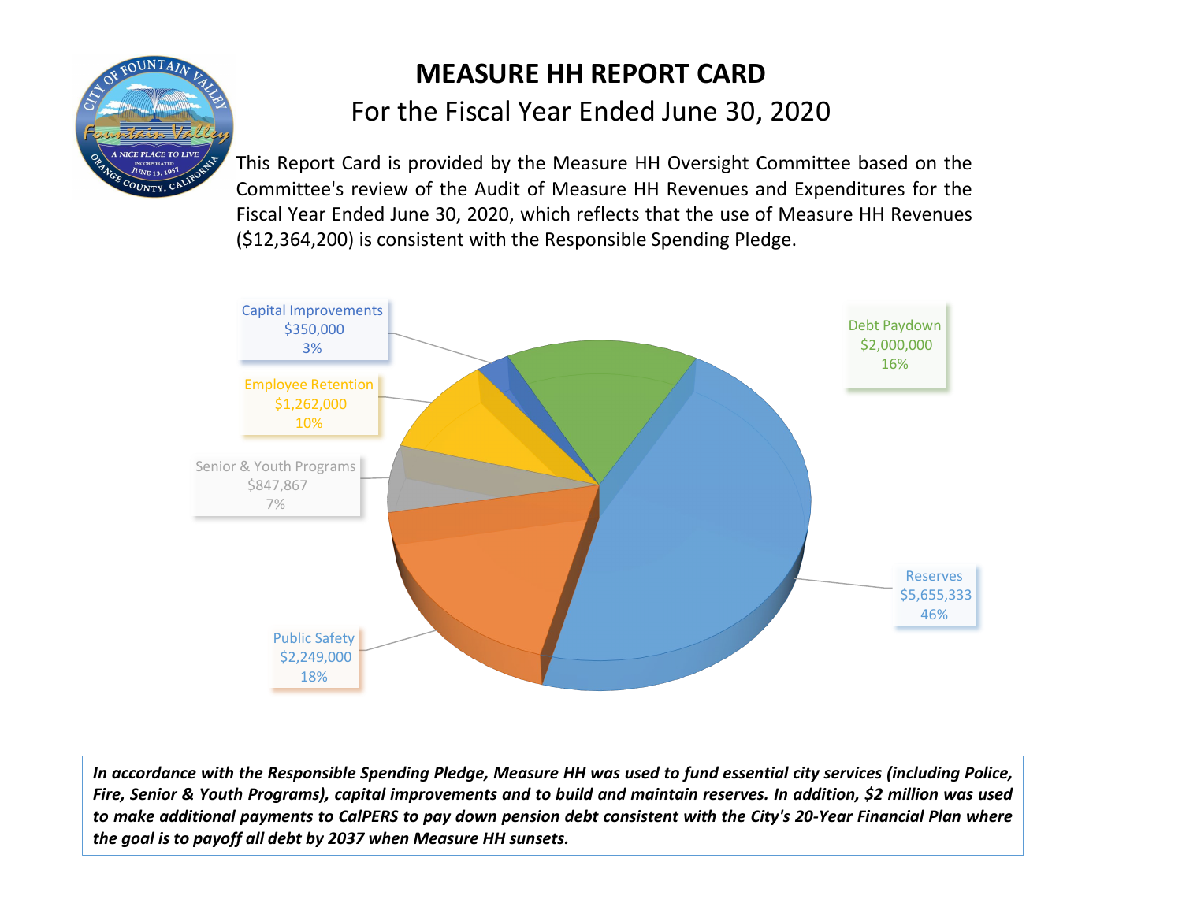# MEASURE HH REPORT CARD

## For the Fiscal Year Ended June 30, 2020

This Report Card is provided by the Measure HH Oversight Committee based on the Committee's review of the Audit of Measure HH Revenues and Expenditures for the Fiscal Year Ended June 30, 2020, which reflects that the use of Measure HH Revenues ($12,364,200) is consistent with the Responsible Spending Pledge.

| Category | Amount | Percent |
|---|---|---|
| Capital Improvements | $350,000 | 3% |
| Debt Paydown | $2,000,000 | 16% |
| Employee Retention | $1,262,000 | 10% |
| Senior & Youth Programs | $847,867 | 7% |
| Public Safety | $2,249,000 | 18% |
| Reserves | $5,655,333 | 46% |

***In accordance with the Responsible Spending Pledge, Measure HH was used to fund essential city services (including Police, Fire, Senior & Youth Programs), capital improvements and to build and maintain reserves. In addition, $2 million was used to make additional payments to CalPERS to pay down pension debt consistent with the City's 20-Year Financial Plan where the goal is to payoff all debt by 2037 when Measure HH sunsets.***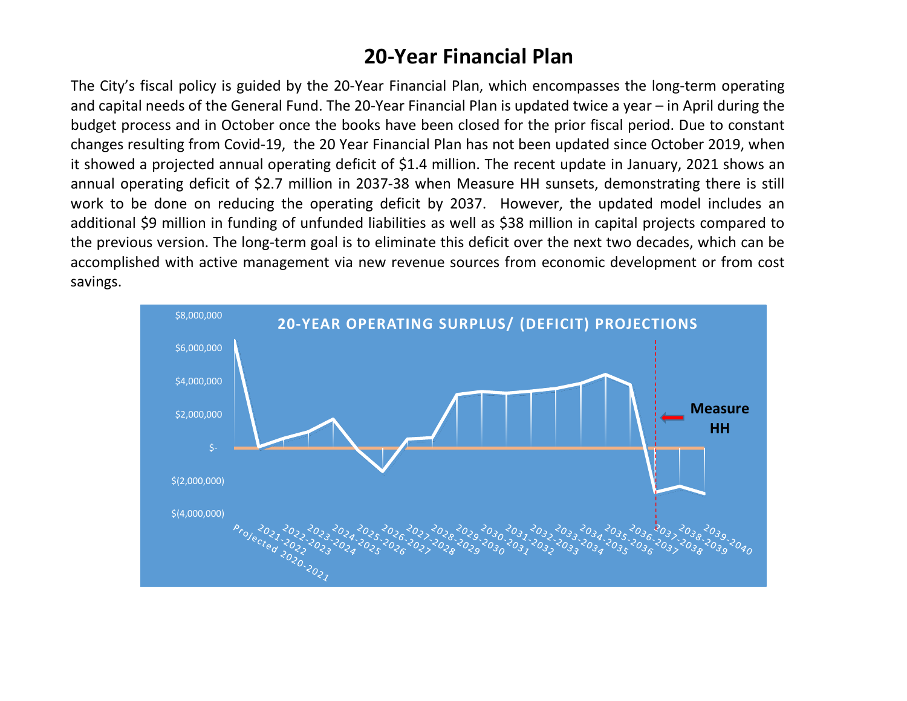# 20-Year Financial Plan

The City's fiscal policy is guided by the 20-Year Financial Plan, which encompasses the long-term operating and capital needs of the General Fund. The 20-Year Financial Plan is updated twice a year – in April during the budget process and in October once the books have been closed for the prior fiscal period. Due to constant changes resulting from Covid-19, the 20 Year Financial Plan has not been updated since October 2019, when it showed a projected annual operating deficit of $1.4 million. The recent update in January, 2021 shows an annual operating deficit of $2.7 million in 2037-38 when Measure HH sunsets, demonstrating there is still work to be done on reducing the operating deficit by 2037. However, the updated model includes an additional $9 million in funding of unfunded liabilities as well as $38 million in capital projects compared to the previous version. The long-term goal is to eliminate this deficit over the next two decades, which can be accomplished with active management via new revenue sources from economic development or from cost savings.

20-YEAR OPERATING SURPLUS/ (DEFICIT) PROJECTIONS

$8,000,000
$6,000,000
$4,000,000
$2,000,000
$-
$(2,000,000)
$(4,000,000)

Projected 2020-2021
2021-2022
2022-2023
2023-2024
2024-2025
2025-2026
2026-2027
2027-2028
2028-2029
2029-2030
2030-2031
2031-2032
2032-2033
2033-2034
2034-2035
2035-2036
2036-2037
2037-2038
2038-2039
2039-2040

Measure HH